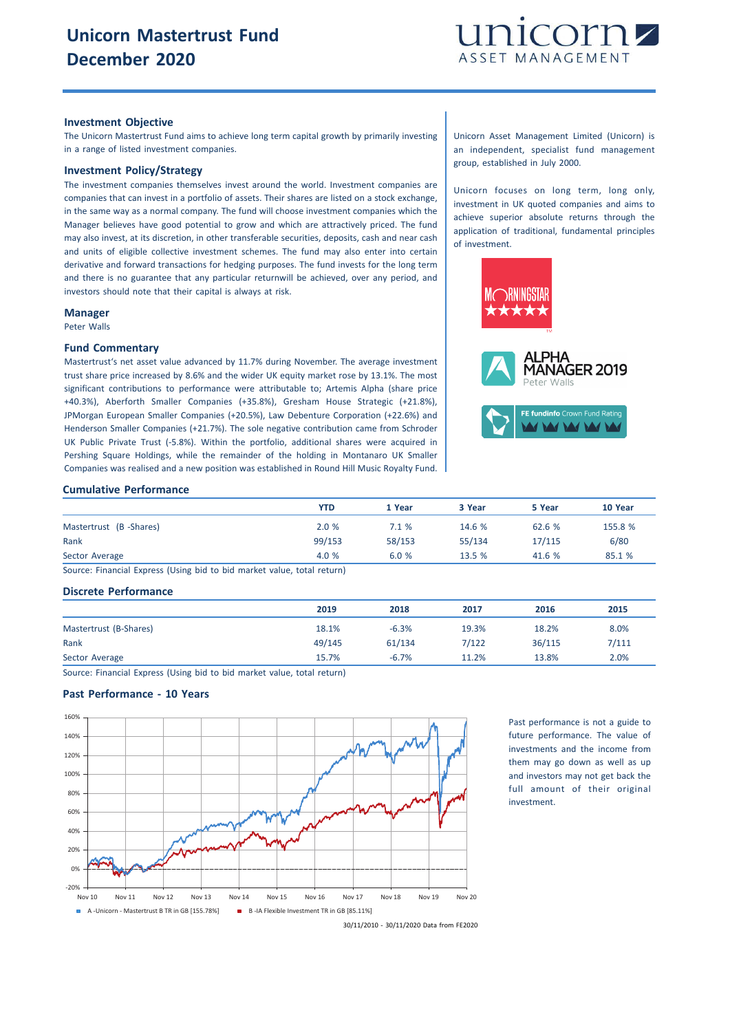# Unicorn Mastertrust Fund
# December 2020

## Investment Objective

The Unicorn Mastertrust Fund aims to achieve long term capital growth by primarily investing in a range of listed investment companies.

## Investment Policy/Strategy

The investment companies themselves invest around the world. Investment companies are companies that can invest in a portfolio of assets. Their shares are listed on a stock exchange, in the same way as a normal company. The fund will choose investment companies which the Manager believes have good potential to grow and which are attractively priced. The fund may also invest, at its discretion, in other transferable securities, deposits, cash and near cash and units of eligible collective investment schemes. The fund may also enter into certain derivative and forward transactions for hedging purposes. The fund invests for the long term and there is no guarantee that any particular returnwill be achieved, over any period, and investors should note that their capital is always at risk.

## Manager

Peter Walls

## Fund Commentary

Mastertrust's net asset value advanced by 11.7% during November. The average investment trust share price increased by 8.6% and the wider UK equity market rose by 13.1%. The most significant contributions to performance were attributable to; Artemis Alpha (share price +40.3%), Aberforth Smaller Companies (+35.8%), Gresham House Strategic (+21.8%), JPMorgan European Smaller Companies (+20.5%), Law Debenture Corporation (+22.6%) and Henderson Smaller Companies (+21.7%). The sole negative contribution came from Schroder UK Public Private Trust (-5.8%). Within the portfolio, additional shares were acquired in Pershing Square Holdings, while the remainder of the holding in Montanaro UK Smaller Companies was realised and a new position was established in Round Hill Music Royalty Fund.

Unicorn Asset Management Limited (Unicorn) is an independent, specialist fund management group, established in July 2000.

Unicorn focuses on long term, long only, investment in UK quoted companies and aims to achieve superior absolute returns through the application of traditional, fundamental principles of investment.

MORNINGSTAR ★★★★★

ALPHA MANAGER 2019 Peter Walls

FE fundinfo Crown Fund Rating

## Cumulative Performance

| | YTD | 1 Year | 3 Year | 5 Year | 10 Year |
|---|---|---|---|---|---|
| Mastertrust (B -Shares) | 2.0 % | 7.1 % | 14.6 % | 62.6 % | 155.8 % |
| Rank | 99/153 | 58/153 | 55/134 | 17/115 | 6/80 |
| Sector Average | 4.0 % | 6.0 % | 13.5 % | 41.6 % | 85.1 % |

Source: Financial Express (Using bid to bid market value, total return)

## Discrete Performance

| | 2019 | 2018 | 2017 | 2016 | 2015 |
|---|---|---|---|---|---|
| Mastertrust (B-Shares) | 18.1% | -6.3% | 19.3% | 18.2% | 8.0% |
| Rank | 49/145 | 61/134 | 7/122 | 36/115 | 7/111 |
| Sector Average | 15.7% | -6.7% | 11.2% | 13.8% | 2.0% |

Source: Financial Express (Using bid to bid market value, total return)

## Past Performance - 10 Years

A -Unicorn - Mastertrust B TR in GB [155.78%]    B -IA Flexible Investment TR in GB [85.11%]

30/11/2010 - 30/11/2020 Data from FE2020

Past performance is not a guide to future performance. The value of investments and the income from them may go down as well as up and investors may not get back the full amount of their original investment.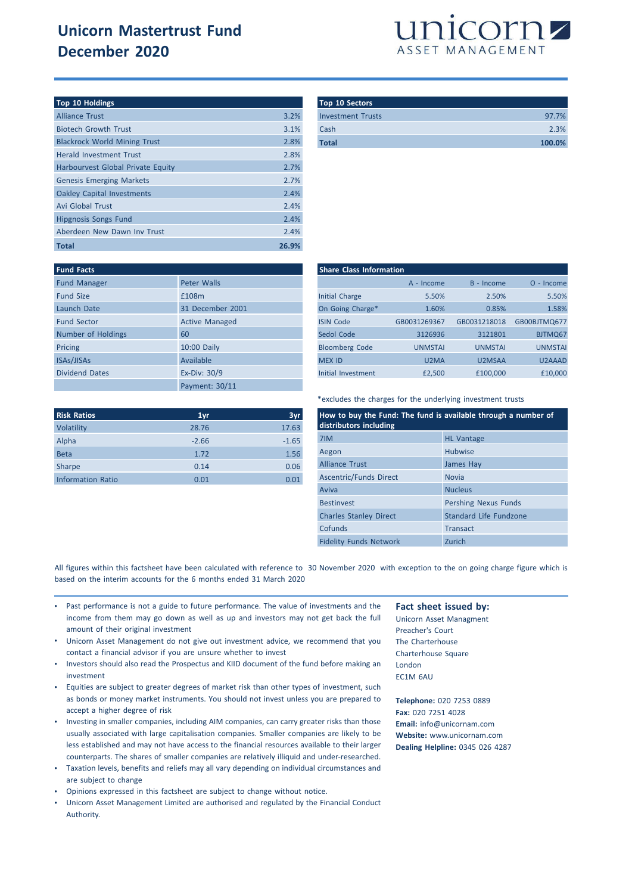# Unicorn Mastertrust Fund
# December 2020

| Top 10 Holdings | |
|---|---|
| Alliance Trust | 3.2% |
| Biotech Growth Trust | 3.1% |
| Blackrock World Mining Trust | 2.8% |
| Herald Investment Trust | 2.8% |
| Harbourvest Global Private Equity | 2.7% |
| Genesis Emerging Markets | 2.7% |
| Oakley Capital Investments | 2.4% |
| Avi Global Trust | 2.4% |
| Hipgnosis Songs Fund | 2.4% |
| Aberdeen New Dawn Inv Trust | 2.4% |
| **Total** | **26.9%** |

| Top 10 Sectors | |
|---|---|
| Investment Trusts | 97.7% |
| Cash | 2.3% |
| **Total** | **100.0%** |

| Fund Facts | |
|---|---|
| Fund Manager | Peter Walls |
| Fund Size | £108m |
| Launch Date | 31 December 2001 |
| Fund Sector | Active Managed |
| Number of Holdings | 60 |
| Pricing | 10:00 Daily |
| ISAs/JISAs | Available |
| Dividend Dates | Ex-Div: 30/9 |
| | Payment: 30/11 |

| Share Class Information | A - Income | B - Income | O - Income |
|---|---|---|---|
| Initial Charge | 5.50% | 2.50% | 5.50% |
| On Going Charge* | 1.60% | 0.85% | 1.58% |
| ISIN Code | GB0031269367 | GB0031218018 | GB00BJTMQ677 |
| Sedol Code | 3126936 | 3121801 | BJTMQ67 |
| Bloomberg Code | UNMSTAI | UNMSTAI | UNMSTAI |
| MEX ID | U2MA | U2MSAA | U2AAAD |
| Initial Investment | £2,500 | £100,000 | £10,000 |

*excludes the charges for the underlying investment trusts

| Risk Ratios | 1yr | 3yr |
|---|---|---|
| Volatility | 28.76 | 17.63 |
| Alpha | -2.66 | -1.65 |
| Beta | 1.72 | 1.56 |
| Sharpe | 0.14 | 0.06 |
| Information Ratio | 0.01 | 0.01 |

| How to buy the Fund: The fund is available through a number of distributors including | |
|---|---|
| 7IM | HL Vantage |
| Aegon | Hubwise |
| Alliance Trust | James Hay |
| Ascentric/Funds Direct | Novia |
| Aviva | Nucleus |
| Bestinvest | Pershing Nexus Funds |
| Charles Stanley Direct | Standard Life Fundzone |
| Cofunds | Transact |
| Fidelity Funds Network | Zurich |

All figures within this factsheet have been calculated with reference to 30 November 2020 with exception to the on going charge figure which is based on the interim accounts for the 6 months ended 31 March 2020

- Past performance is not a guide to future performance. The value of investments and the income from them may go down as well as up and investors may not get back the full amount of their original investment
- Unicorn Asset Management do not give out investment advice, we recommend that you contact a financial advisor if you are unsure whether to invest
- Investors should also read the Prospectus and KIID document of the fund before making an investment
- Equities are subject to greater degrees of market risk than other types of investment, such as bonds or money market instruments. You should not invest unless you are prepared to accept a higher degree of risk
- Investing in smaller companies, including AIM companies, can carry greater risks than those usually associated with large capitalisation companies. Smaller companies are likely to be less established and may not have access to the financial resources available to their larger counterparts. The shares of smaller companies are relatively illiquid and under-researched.
- Taxation levels, benefits and reliefs may all vary depending on individual circumstances and are subject to change
- Opinions expressed in this factsheet are subject to change without notice.
- Unicorn Asset Management Limited are authorised and regulated by the Financial Conduct Authority.

## Fact sheet issued by:

Unicorn Asset Managment
Preacher's Court
The Charterhouse
Charterhouse Square
London
EC1M 6AU

**Telephone:** 020 7253 0889
**Fax:** 020 7251 4028
**Email:** info@unicornam.com
**Website:** www.unicornam.com
**Dealing Helpline:** 0345 026 4287